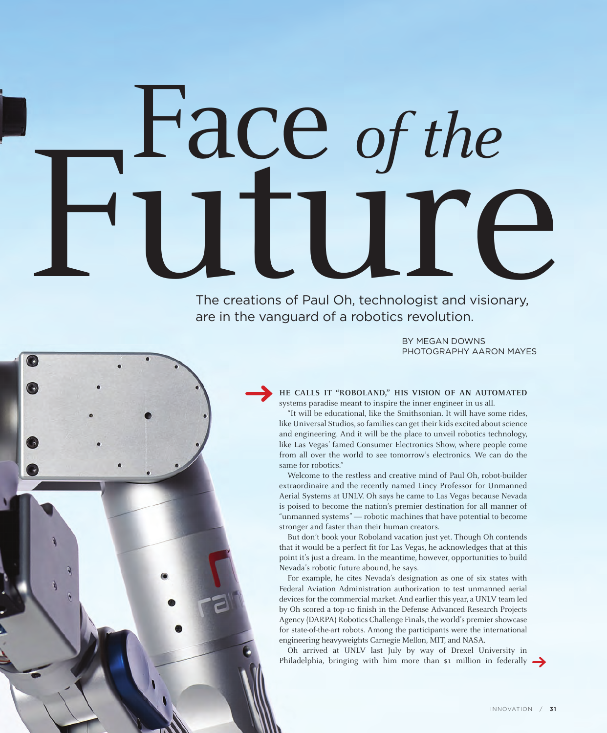# Face *of the* Future

The creations of Paul Oh, technologist and visionary, are in the vanguard of a robotics revolution.

BY MEGAN DOWNS
PHOTOGRAPHY AARON MAYES

**HE CALLS IT "ROBOLAND," HIS VISION OF AN AUTOMATED** systems paradise meant to inspire the inner engineer in us all.

"It will be educational, like the Smithsonian. It will have some rides, like Universal Studios, so families can get their kids excited about science and engineering. And it will be the place to unveil robotics technology, like Las Vegas' famed Consumer Electronics Show, where people come from all over the world to see tomorrow's electronics. We can do the same for robotics."

Welcome to the restless and creative mind of Paul Oh, robot-builder extraordinaire and the recently named Lincy Professor for Unmanned Aerial Systems at UNLV. Oh says he came to Las Vegas because Nevada is poised to become the nation's premier destination for all manner of "unmanned systems" — robotic machines that have potential to become stronger and faster than their human creators.

But don't book your Roboland vacation just yet. Though Oh contends that it would be a perfect fit for Las Vegas, he acknowledges that at this point it's just a dream. In the meantime, however, opportunities to build Nevada's robotic future abound, he says.

For example, he cites Nevada's designation as one of six states with Federal Aviation Administration authorization to test unmanned aerial devices for the commercial market. And earlier this year, a UNLV team led by Oh scored a top-10 finish in the Defense Advanced Research Projects Agency (DARPA) Robotics Challenge Finals, the world's premier showcase for state-of-the-art robots. Among the participants were the international engineering heavyweights Carnegie Mellon, MIT, and NASA.

Oh arrived at UNLV last July by way of Drexel University in Philadelphia, bringing with him more than $1 million in federally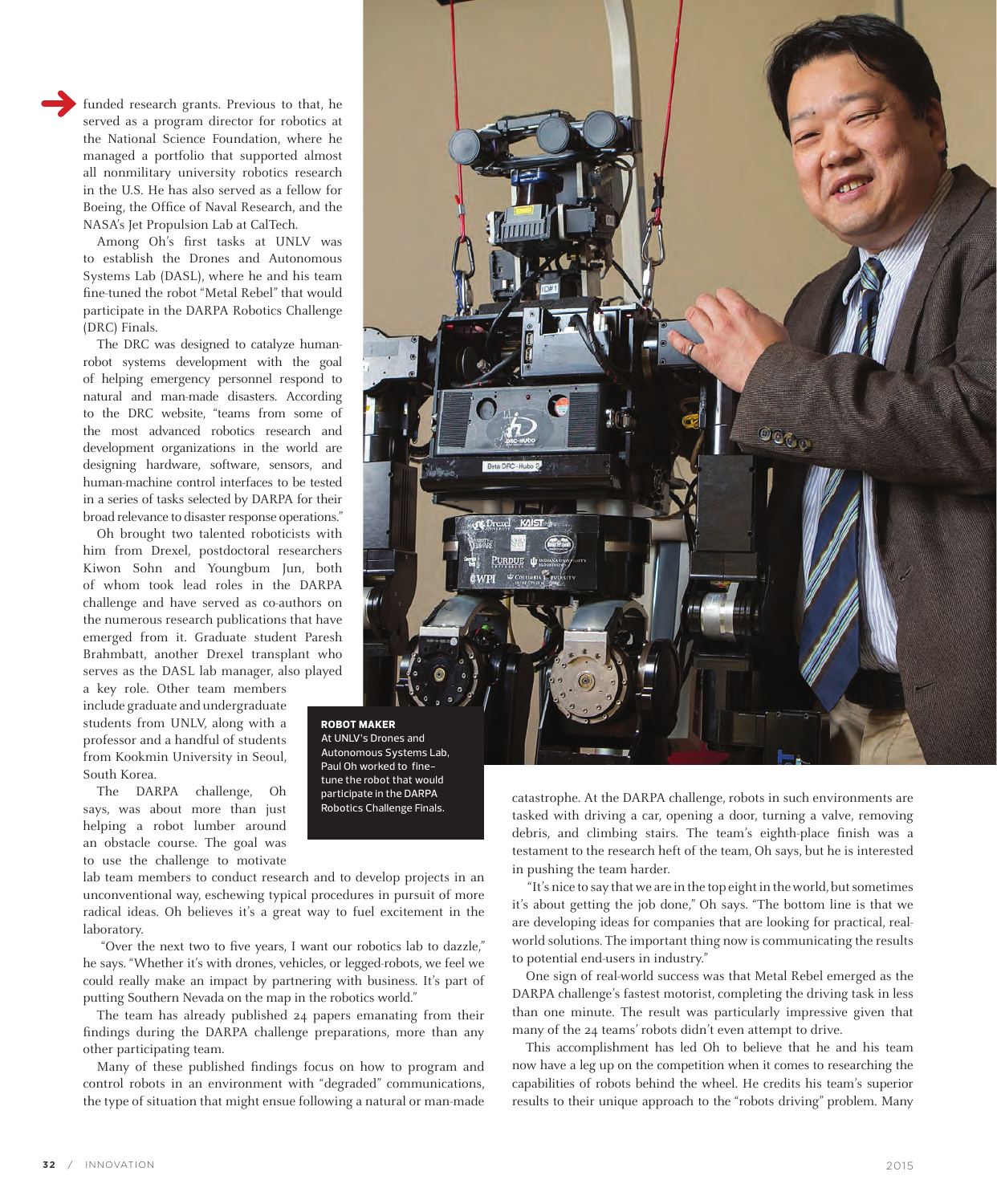funded research grants. Previous to that, he served as a program director for robotics at the National Science Foundation, where he managed a portfolio that supported almost all nonmilitary university robotics research in the U.S. He has also served as a fellow for Boeing, the Office of Naval Research, and the NASA's Jet Propulsion Lab at CalTech.

Among Oh's first tasks at UNLV was to establish the Drones and Autonomous Systems Lab (DASL), where he and his team fine-tuned the robot "Metal Rebel" that would participate in the DARPA Robotics Challenge (DRC) Finals.

The DRC was designed to catalyze human-robot systems development with the goal of helping emergency personnel respond to natural and man-made disasters. According to the DRC website, "teams from some of the most advanced robotics research and development organizations in the world are designing hardware, software, sensors, and human-machine control interfaces to be tested in a series of tasks selected by DARPA for their broad relevance to disaster response operations."

Oh brought two talented roboticists with him from Drexel, postdoctoral researchers Kiwon Sohn and Youngbum Jun, both of whom took lead roles in the DARPA challenge and have served as co-authors on the numerous research publications that have emerged from it. Graduate student Paresh Brahmbatt, another Drexel transplant who serves as the DASL lab manager, also played a key role. Other team members include graduate and undergraduate students from UNLV, along with a professor and a handful of students from Kookmin University in Seoul, South Korea.

The DARPA challenge, Oh says, was about more than just helping a robot lumber around an obstacle course. The goal was to use the challenge to motivate lab team members to conduct research and to develop projects in an unconventional way, eschewing typical procedures in pursuit of more radical ideas. Oh believes it's a great way to fuel excitement in the laboratory.

"Over the next two to five years, I want our robotics lab to dazzle," he says. "Whether it's with drones, vehicles, or legged-robots, we feel we could really make an impact by partnering with business. It's part of putting Southern Nevada on the map in the robotics world."

The team has already published 24 papers emanating from their findings during the DARPA challenge preparations, more than any other participating team.

Many of these published findings focus on how to program and control robots in an environment with "degraded" communications, the type of situation that might ensue following a natural or man-made catastrophe. At the DARPA challenge, robots in such environments are tasked with driving a car, opening a door, turning a valve, removing debris, and climbing stairs. The team's eighth-place finish was a testament to the research heft of the team, Oh says, but he is interested in pushing the team harder.

"It's nice to say that we are in the top eight in the world, but sometimes it's about getting the job done," Oh says. "The bottom line is that we are developing ideas for companies that are looking for practical, real-world solutions. The important thing now is communicating the results to potential end-users in industry."

One sign of real-world success was that Metal Rebel emerged as the DARPA challenge's fastest motorist, completing the driving task in less than one minute. The result was particularly impressive given that many of the 24 teams' robots didn't even attempt to drive.

This accomplishment has led Oh to believe that he and his team now have a leg up on the competition when it comes to researching the capabilities of robots behind the wheel. He credits his team's superior results to their unique approach to the "robots driving" problem. Many

**ROBOT MAKER**
At UNLV's Drones and Autonomous Systems Lab, Paul Oh worked to fine-tune the robot that would participate in the DARPA Robotics Challenge Finals.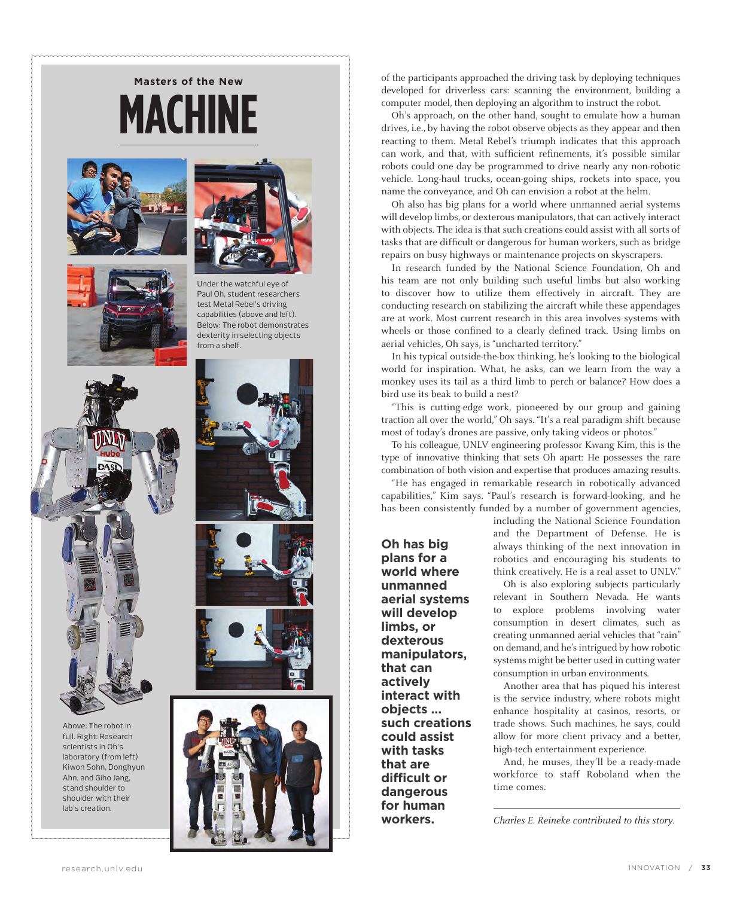## Masters of the New

# MACHINE

Under the watchful eye of Paul Oh, student researchers test Metal Rebel's driving capabilities (above and left). Below: The robot demonstrates dexterity in selecting objects from a shelf.

Above: The robot in full. Right: Research scientists in Oh's laboratory (from left) Kiwon Sohn, Donghyun Ahn, and Giho Jang, stand shoulder to shoulder with their lab's creation.

of the participants approached the driving task by deploying techniques developed for driverless cars: scanning the environment, building a computer model, then deploying an algorithm to instruct the robot.

Oh's approach, on the other hand, sought to emulate how a human drives, i.e., by having the robot observe objects as they appear and then reacting to them. Metal Rebel's triumph indicates that this approach can work, and that, with sufficient refinements, it's possible similar robots could one day be programmed to drive nearly any non-robotic vehicle. Long-haul trucks, ocean-going ships, rockets into space, you name the conveyance, and Oh can envision a robot at the helm.

Oh also has big plans for a world where unmanned aerial systems will develop limbs, or dexterous manipulators, that can actively interact with objects. The idea is that such creations could assist with all sorts of tasks that are difficult or dangerous for human workers, such as bridge repairs on busy highways or maintenance projects on skyscrapers.

In research funded by the National Science Foundation, Oh and his team are not only building such useful limbs but also working to discover how to utilize them effectively in aircraft. They are conducting research on stabilizing the aircraft while these appendages are at work. Most current research in this area involves systems with wheels or those confined to a clearly defined track. Using limbs on aerial vehicles, Oh says, is "uncharted territory."

In his typical outside-the-box thinking, he's looking to the biological world for inspiration. What, he asks, can we learn from the way a monkey uses its tail as a third limb to perch or balance? How does a bird use its beak to build a nest?

"This is cutting-edge work, pioneered by our group and gaining traction all over the world," Oh says. "It's a real paradigm shift because most of today's drones are passive, only taking videos or photos."

To his colleague, UNLV engineering professor Kwang Kim, this is the type of innovative thinking that sets Oh apart: He possesses the rare combination of both vision and expertise that produces amazing results.

"He has engaged in remarkable research in robotically advanced capabilities," Kim says. "Paul's research is forward-looking, and he has been consistently funded by a number of government agencies, including the National Science Foundation and the Department of Defense. He is always thinking of the next innovation in robotics and encouraging his students to think creatively. He is a real asset to UNLV."

**Oh has big plans for a world where unmanned aerial systems will develop limbs, or dexterous manipulators, that can actively interact with objects ... such creations could assist with tasks that are difficult or dangerous for human workers.**

Oh is also exploring subjects particularly relevant in Southern Nevada. He wants to explore problems involving water consumption in desert climates, such as creating unmanned aerial vehicles that "rain" on demand, and he's intrigued by how robotic systems might be better used in cutting water consumption in urban environments.

Another area that has piqued his interest is the service industry, where robots might enhance hospitality at casinos, resorts, or trade shows. Such machines, he says, could allow for more client privacy and a better, high-tech entertainment experience.

And, he muses, they'll be a ready-made workforce to staff Roboland when the time comes.

---

*Charles E. Reineke contributed to this story.*